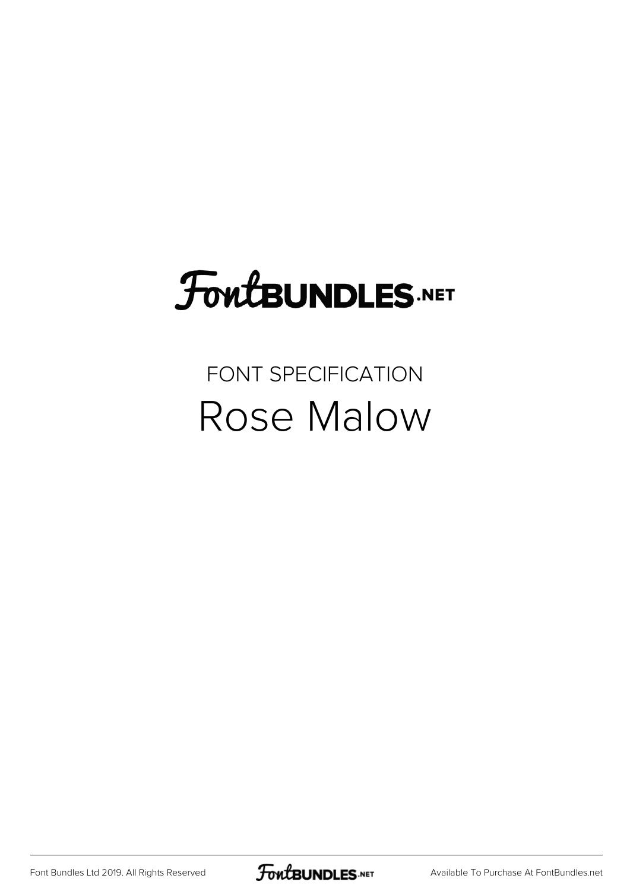FontBundles.net

FONT SPECIFICATION

# Rose Malow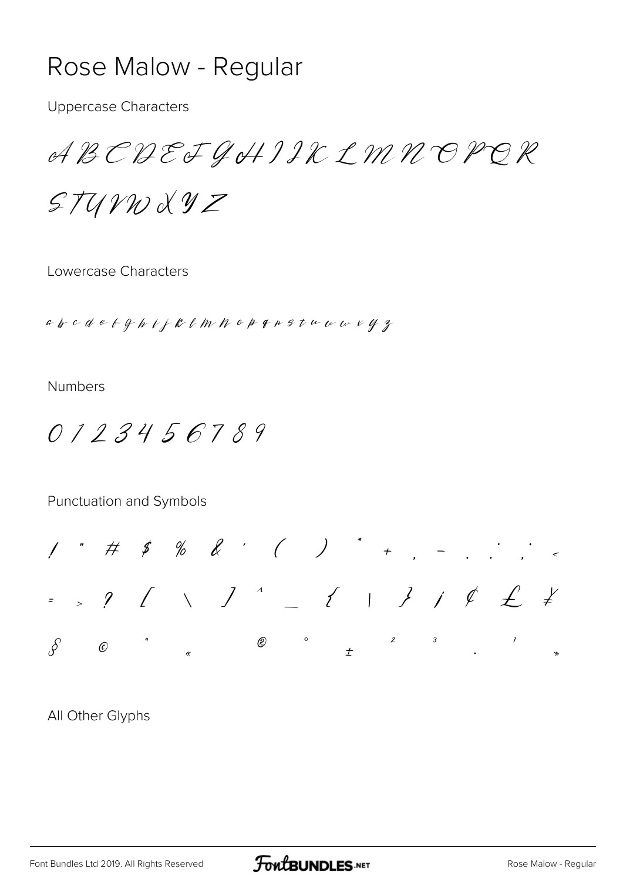# Rose Malow - Regular

Uppercase Characters

A B C D E F G H I J K L M N O P Q R S T U V W X Y Z

Lowercase Characters

a b c d e f g h i j k l m n o p q r s t u v w x y z

Numbers

0 1 2 3 4 5 6 7 8 9

Punctuation and Symbols

! " # $ % & ' ( ) * + , - . : ; <

= > ? [ \ ] ^ _ { | } ¡ ¢ £ ¥

§ © ª « ® ° ± ² ³ · ¹ »

All Other Glyphs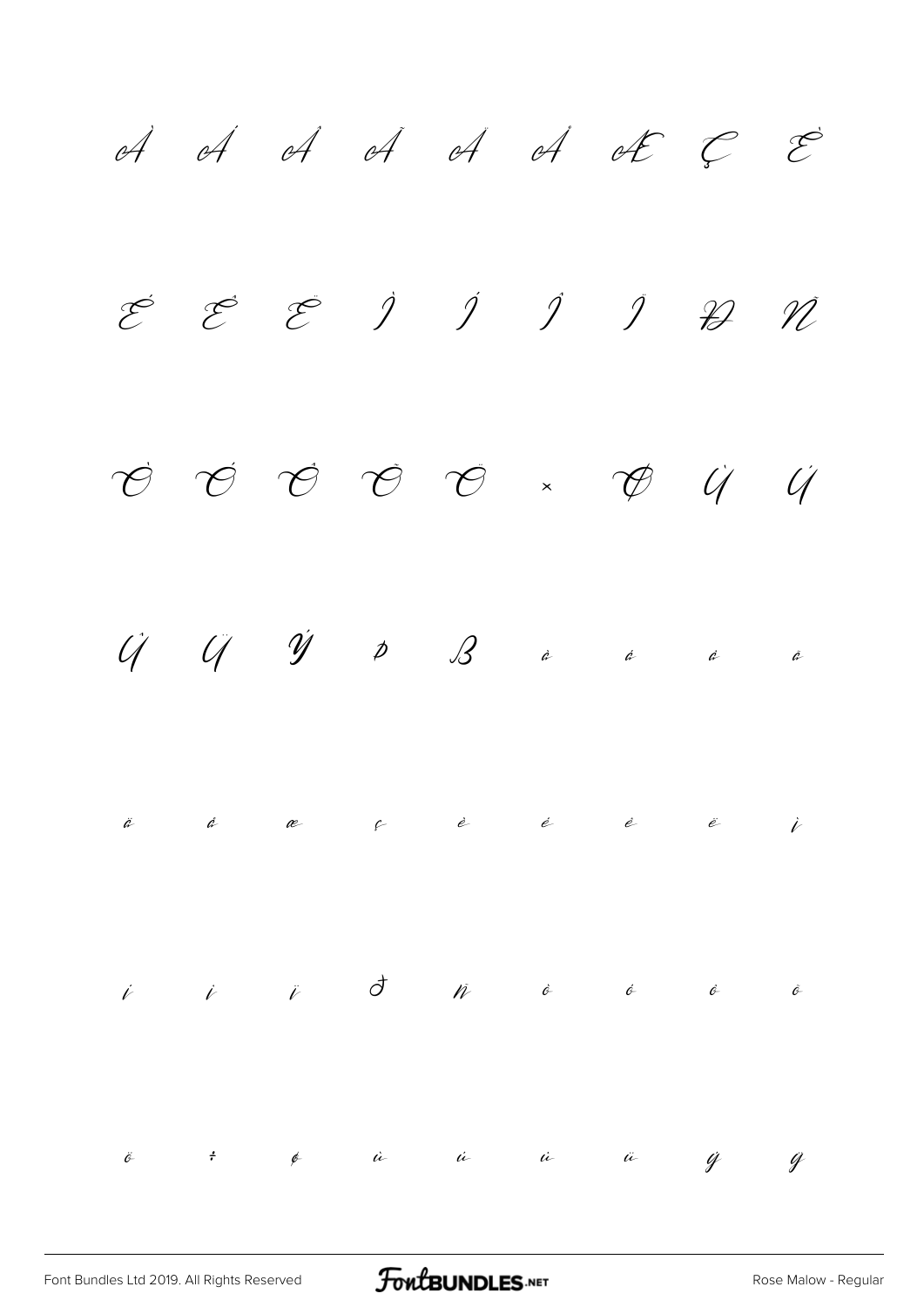À Á Â Ã Ä Å Æ Ç È

É Ê Ë Ì Í Î Ï Ð Ñ

Ò Ó Ô Õ Ö × Ø Ù Ú

Û Ü Ý Þ ß à á â ã

ä å æ ç è é ê ë ì

í î ï ð ñ ò ó ô õ

ö ÷ ø ù ú û ü ý ÿ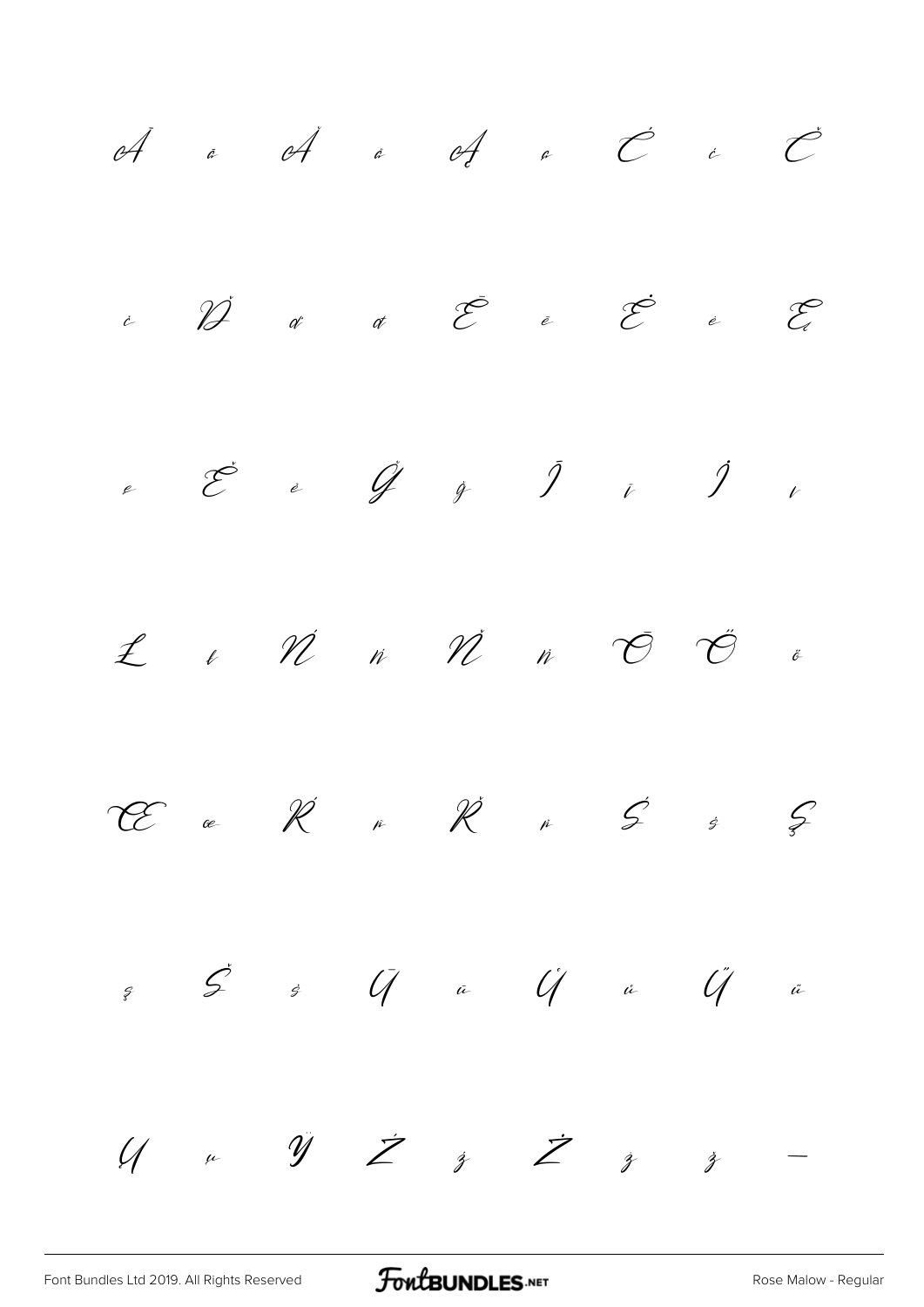Ā ā Ă ă Ą ą Ć ć Č

č Ď ď đ Ē ē Ė ė Ę

ę Ě ě Ğ ğ Ī ī İ ı

Ł ł Ń ń Ň ň Ō Ő ő

Œ œ Ŕ ŕ Ř ř Ś ś Ş

ş Š š Ū ū Ů ů Ű ű

Ų ų Ÿ Ź ź Ż ż ž —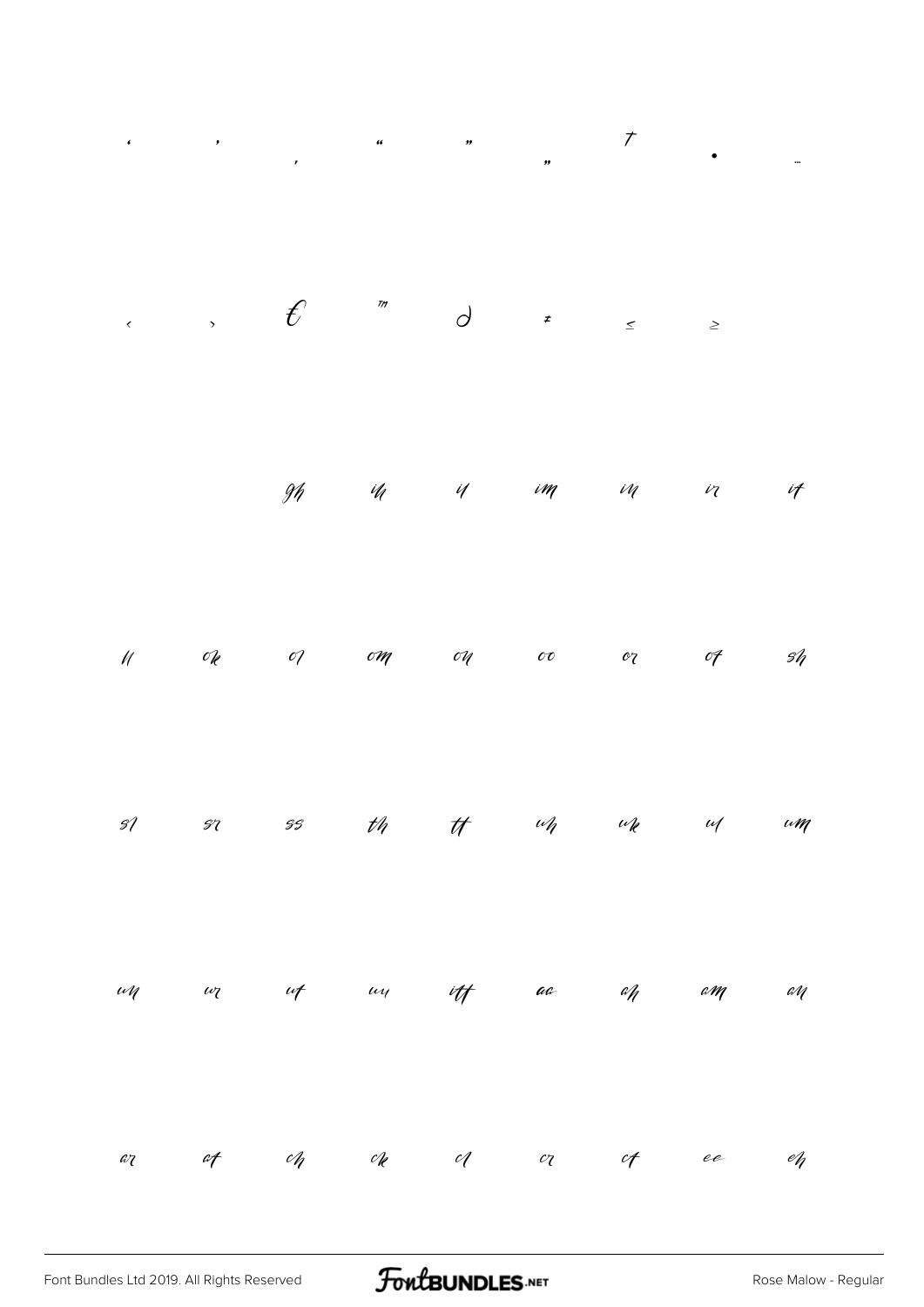‘ ’ ‚ “ ” „ † • …

‹ › € ™ ∂ ≠ ≤ ≥

gh ih il im in ir it

ll ok ol om on oo or ot sh

sl sr ss th tt uh uk ul um

un ur ut uu itt aa ah am an

ar at ch ck cl cr ct ee eh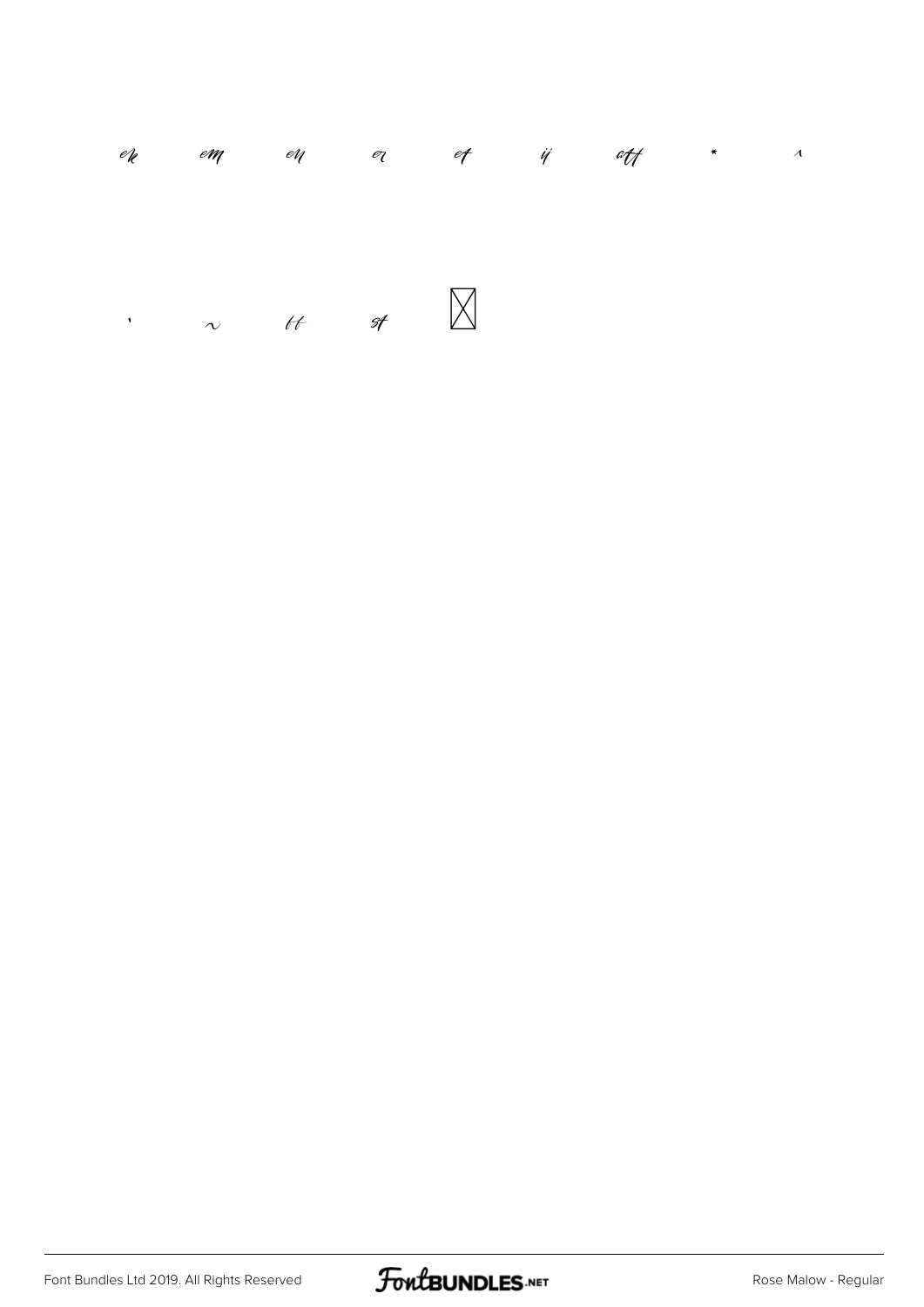ek em en er et ij att * ^

' ~ tt st ☒